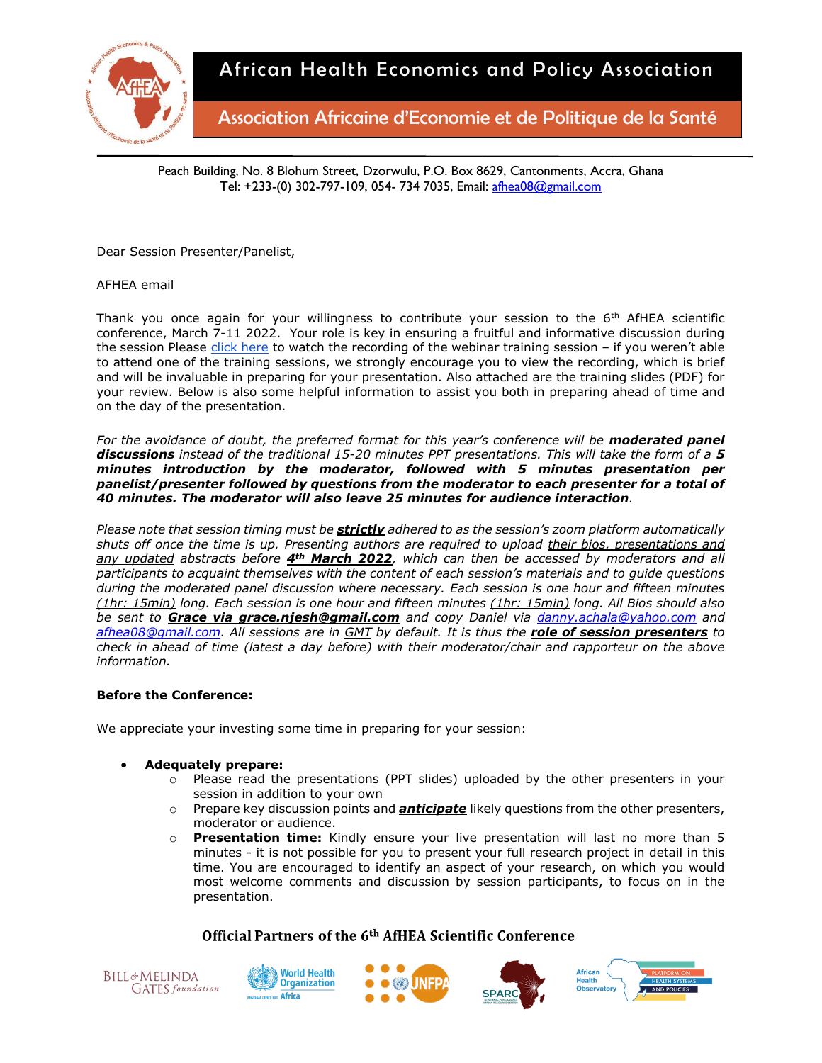# African Health Economics and Policy Association

## Association Africaine d'Economie et de Politique de la Santé

Peach Building, No. 8 Blohum Street, Dzorwulu, P.O. Box 8629, Cantonments, Accra, Ghana
Tel: +233-(0) 302-797-109, 054- 734 7035, Email: afhea08@gmail.com

Dear Session Presenter/Panelist,

AFHEA email

Thank you once again for your willingness to contribute your session to the 6th AfHEA scientific conference, March 7-11 2022. Your role is key in ensuring a fruitful and informative discussion during the session Please click here to watch the recording of the webinar training session – if you weren't able to attend one of the training sessions, we strongly encourage you to view the recording, which is brief and will be invaluable in preparing for your presentation. Also attached are the training slides (PDF) for your review. Below is also some helpful information to assist you both in preparing ahead of time and on the day of the presentation.

*For the avoidance of doubt, the preferred format for this year's conference will be* ***moderated panel discussions*** *instead of the traditional 15-20 minutes PPT presentations. This will take the form of a* ***5 minutes introduction by the moderator, followed with 5 minutes presentation per panelist/presenter followed by questions from the moderator to each presenter for a total of 40 minutes. The moderator will also leave 25 minutes for audience interaction****.*

*Please note that session timing must be* ***strictly*** *adhered to as the session's zoom platform automatically shuts off once the time is up. Presenting authors are required to upload their bios, presentations and any updated abstracts before* ***4th March 2022****, which can then be accessed by moderators and all participants to acquaint themselves with the content of each session's materials and to guide questions during the moderated panel discussion where necessary. Each session is one hour and fifteen minutes (1hr: 15min) long. Each session is one hour and fifteen minutes (1hr: 15min) long. All Bios should also be sent to* ***Grace via grace.njesh@gmail.com*** *and copy Daniel via danny.achala@yahoo.com and afhea08@gmail.com. All sessions are in GMT by default. It is thus the* ***role of session presenters*** *to check in ahead of time (latest a day before) with their moderator/chair and rapporteur on the above information.*

**Before the Conference:**

We appreciate your investing some time in preparing for your session:

- **Adequately prepare:**
  - Please read the presentations (PPT slides) uploaded by the other presenters in your session in addition to your own
  - Prepare key discussion points and ***anticipate*** likely questions from the other presenters, moderator or audience.
  - **Presentation time:** Kindly ensure your live presentation will last no more than 5 minutes - it is not possible for you to present your full research project in detail in this time. You are encouraged to identify an aspect of your research, on which you would most welcome comments and discussion by session participants, to focus on in the presentation.

**Official Partners of the 6th AfHEA Scientific Conference**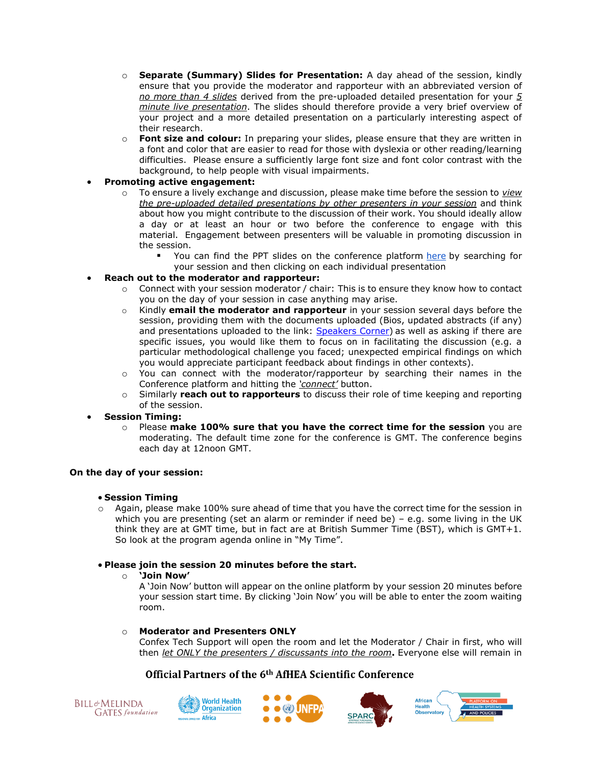- **Separate (Summary) Slides for Presentation:** A day ahead of the session, kindly ensure that you provide the moderator and rapporteur with an abbreviated version of _no more than 4 slides_ derived from the pre-uploaded detailed presentation for your _5 minute live presentation_. The slides should therefore provide a very brief overview of your project and a more detailed presentation on a particularly interesting aspect of their research.
   - **Font size and colour:** In preparing your slides, please ensure that they are written in a font and color that are easier to read for those with dyslexia or other reading/learning difficulties. Please ensure a sufficiently large font size and font color contrast with the background, to help people with visual impairments.
- **Promoting active engagement:**
   - To ensure a lively exchange and discussion, please make time before the session to _view the pre-uploaded detailed presentations by other presenters in your session_ and think about how you might contribute to the discussion of their work. You should ideally allow a day or at least an hour or two before the conference to engage with this material. Engagement between presenters will be valuable in promoting discussion in the session.
      - You can find the PPT slides on the conference platform here by searching for your session and then clicking on each individual presentation
- **Reach out to the moderator and rapporteur:**
   - Connect with your session moderator / chair: This is to ensure they know how to contact you on the day of your session in case anything may arise.
   - Kindly **email the moderator and rapporteur** in your session several days before the session, providing them with the documents uploaded (Bios, updated abstracts (if any) and presentations uploaded to the link: Speakers Corner) as well as asking if there are specific issues, you would like them to focus on in facilitating the discussion (e.g. a particular methodological challenge you faced; unexpected empirical findings on which you would appreciate participant feedback about findings in other contexts).
   - You can connect with the moderator/rapporteur by searching their names in the Conference platform and hitting the _'connect'_ button.
   - Similarly **reach out to rapporteurs** to discuss their role of time keeping and reporting of the session.
- **Session Timing:**
   - Please **make 100% sure that you have the correct time for the session** you are moderating. The default time zone for the conference is GMT. The conference begins each day at 12noon GMT.

**On the day of your session:**

- **Session Timing**
   - Again, please make 100% sure ahead of time that you have the correct time for the session in which you are presenting (set an alarm or reminder if need be) – e.g. some living in the UK think they are at GMT time, but in fact are at British Summer Time (BST), which is GMT+1. So look at the program agenda online in "My Time".

- **Please join the session 20 minutes before the start.**
   - **'Join Now'**
     A 'Join Now' button will appear on the online platform by your session 20 minutes before your session start time. By clicking 'Join Now' you will be able to enter the zoom waiting room.

   - **Moderator and Presenters ONLY**
     Confex Tech Support will open the room and let the Moderator / Chair in first, who will then _let ONLY the presenters / discussants into the room_**.** Everyone else will remain in

**Official Partners of the 6th AfHEA Scientific Conference**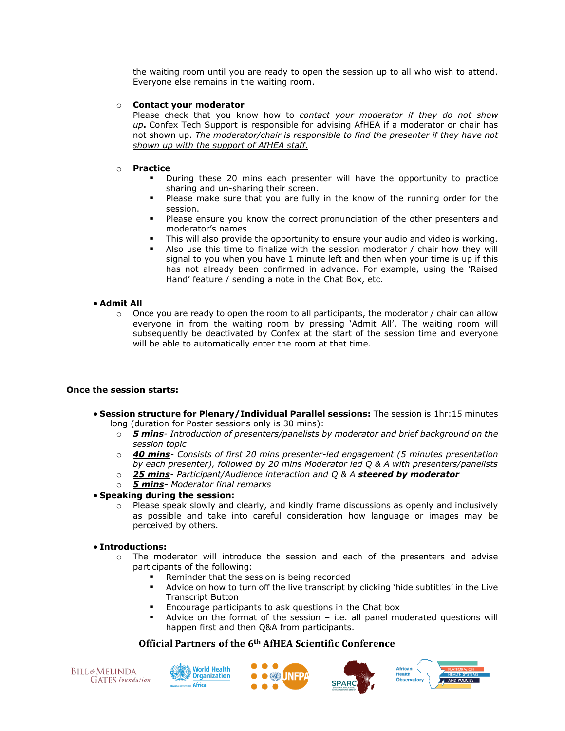the waiting room until you are ready to open the session up to all who wish to attend. Everyone else remains in the waiting room.

- **Contact your moderator**
  Please check that you know how to _contact your moderator if they do not show up_**.** Confex Tech Support is responsible for advising AfHEA if a moderator or chair has not shown up. _The moderator/chair is responsible to find the presenter if they have not shown up with the support of AfHEA staff._

- **Practice**
  - During these 20 mins each presenter will have the opportunity to practice sharing and un-sharing their screen.
  - Please make sure that you are fully in the know of the running order for the session.
  - Please ensure you know the correct pronunciation of the other presenters and moderator's names
  - This will also provide the opportunity to ensure your audio and video is working.
  - Also use this time to finalize with the session moderator / chair how they will signal to you when you have 1 minute left and then when your time is up if this has not already been confirmed in advance. For example, using the 'Raised Hand' feature / sending a note in the Chat Box, etc.

- **Admit All**
  - Once you are ready to open the room to all participants, the moderator / chair can allow everyone in from the waiting room by pressing 'Admit All'. The waiting room will subsequently be deactivated by Confex at the start of the session time and everyone will be able to automatically enter the room at that time.

**Once the session starts:**

- **Session structure for Plenary/Individual Parallel sessions:** The session is 1hr:15 minutes long (duration for Poster sessions only is 30 mins):
  - _**5 mins**- Introduction of presenters/panelists by moderator and brief background on the session topic_
  - _**40 mins**- Consists of first 20 mins presenter-led engagement (5 minutes presentation by each presenter), followed by 20 mins Moderator led Q & A with presenters/panelists_
  - _**25 mins**- Participant/Audience interaction and Q & A **steered by moderator**_
  - _**5 mins-** Moderator final remarks_
- **Speaking during the session:**
  - Please speak slowly and clearly, and kindly frame discussions as openly and inclusively as possible and take into careful consideration how language or images may be perceived by others.

- **Introductions:**
  - The moderator will introduce the session and each of the presenters and advise participants of the following:
    - Reminder that the session is being recorded
    - Advice on how to turn off the live transcript by clicking 'hide subtitles' in the Live Transcript Button
    - Encourage participants to ask questions in the Chat box
    - Advice on the format of the session – i.e. all panel moderated questions will happen first and then Q&A from participants.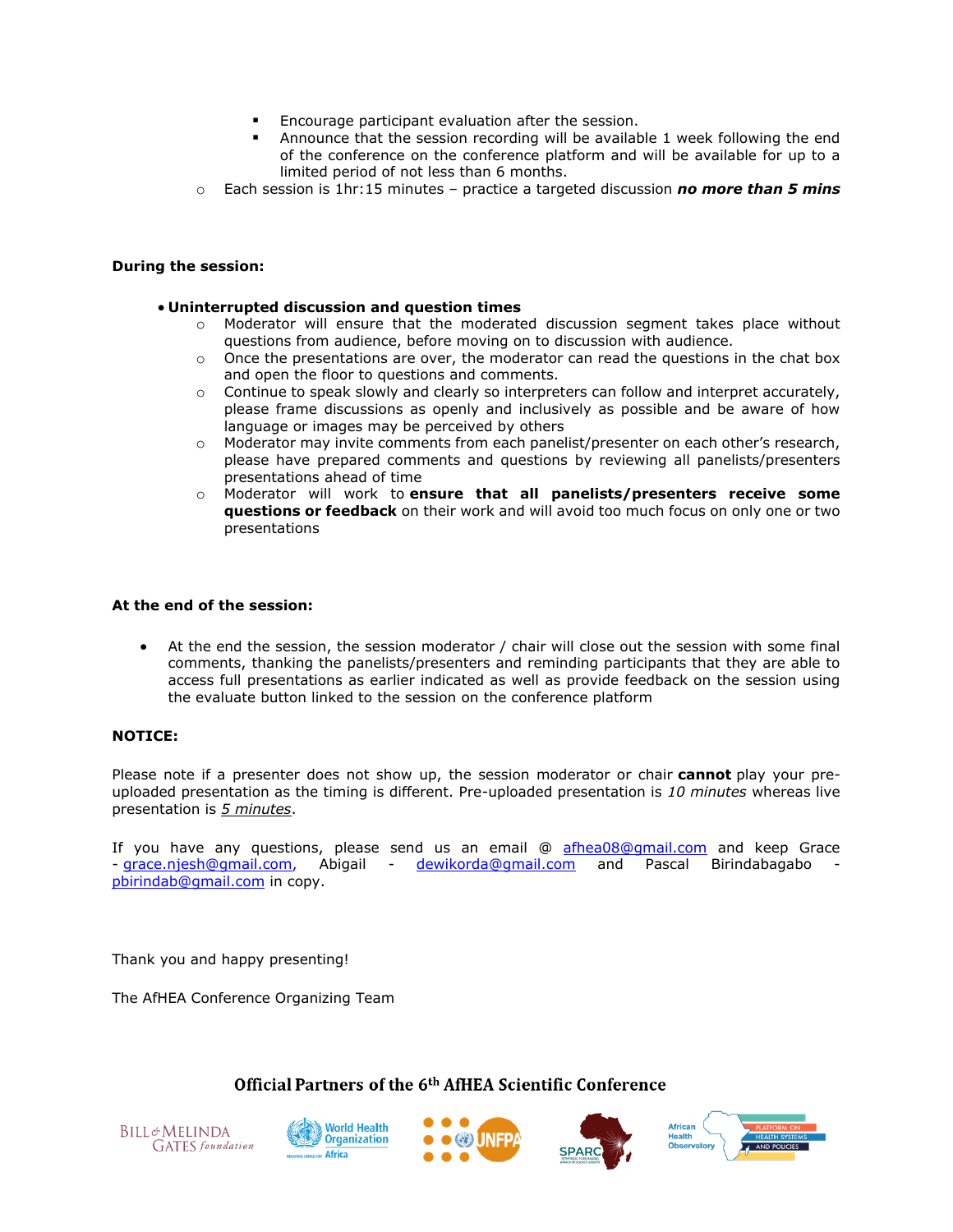- Encourage participant evaluation after the session.
- Announce that the session recording will be available 1 week following the end of the conference on the conference platform and will be available for up to a limited period of not less than 6 months.

- Each session is 1hr:15 minutes – practice a targeted discussion ***no more than 5 mins***

**During the session:**

- **Uninterrupted discussion and question times**
  - Moderator will ensure that the moderated discussion segment takes place without questions from audience, before moving on to discussion with audience.
  - Once the presentations are over, the moderator can read the questions in the chat box and open the floor to questions and comments.
  - Continue to speak slowly and clearly so interpreters can follow and interpret accurately, please frame discussions as openly and inclusively as possible and be aware of how language or images may be perceived by others
  - Moderator may invite comments from each panelist/presenter on each other's research, please have prepared comments and questions by reviewing all panelists/presenters presentations ahead of time
  - Moderator will work to **ensure that all panelists/presenters receive some questions or feedback** on their work and will avoid too much focus on only one or two presentations

**At the end of the session:**

- At the end the session, the session moderator / chair will close out the session with some final comments, thanking the panelists/presenters and reminding participants that they are able to access full presentations as earlier indicated as well as provide feedback on the session using the evaluate button linked to the session on the conference platform

**NOTICE:**

Please note if a presenter does not show up, the session moderator or chair **cannot** play your pre-uploaded presentation as the timing is different. Pre-uploaded presentation is *10 minutes* whereas live presentation is *5 minutes*.

If you have any questions, please send us an email @ afhea08@gmail.com and keep Grace - grace.njesh@gmail.com, Abigail - dewikorda@gmail.com and Pascal Birindabagabo - pbirindab@gmail.com in copy.

Thank you and happy presenting!

The AfHEA Conference Organizing Team

**Official Partners of the 6th AfHEA Scientific Conference**

Bill & Melinda Gates foundation | World Health Organization Africa | UNFPA | SPARC | African Health Observatory Platform on Health Systems and Policies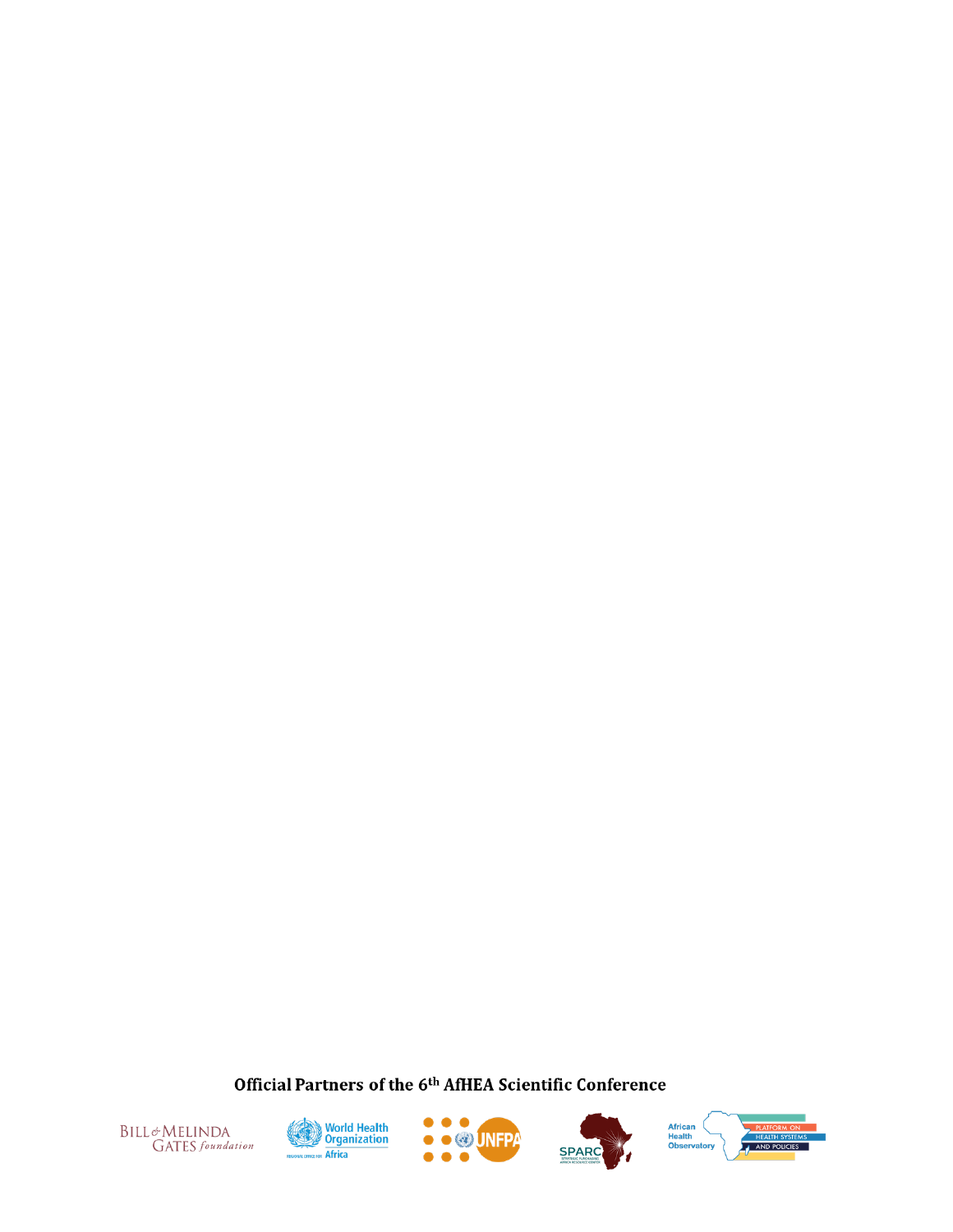**Official Partners of the 6th AfHEA Scientific Conference**

BILL & MELINDA GATES foundation

World Health Organization
REGIONAL OFFICE FOR Africa

UNFPA

SPARC
STRATEGIC PURCHASING AFRICA RESOURCE CENTER

African Health Observatory
PLATFORM ON HEALTH SYSTEMS AND POLICIES